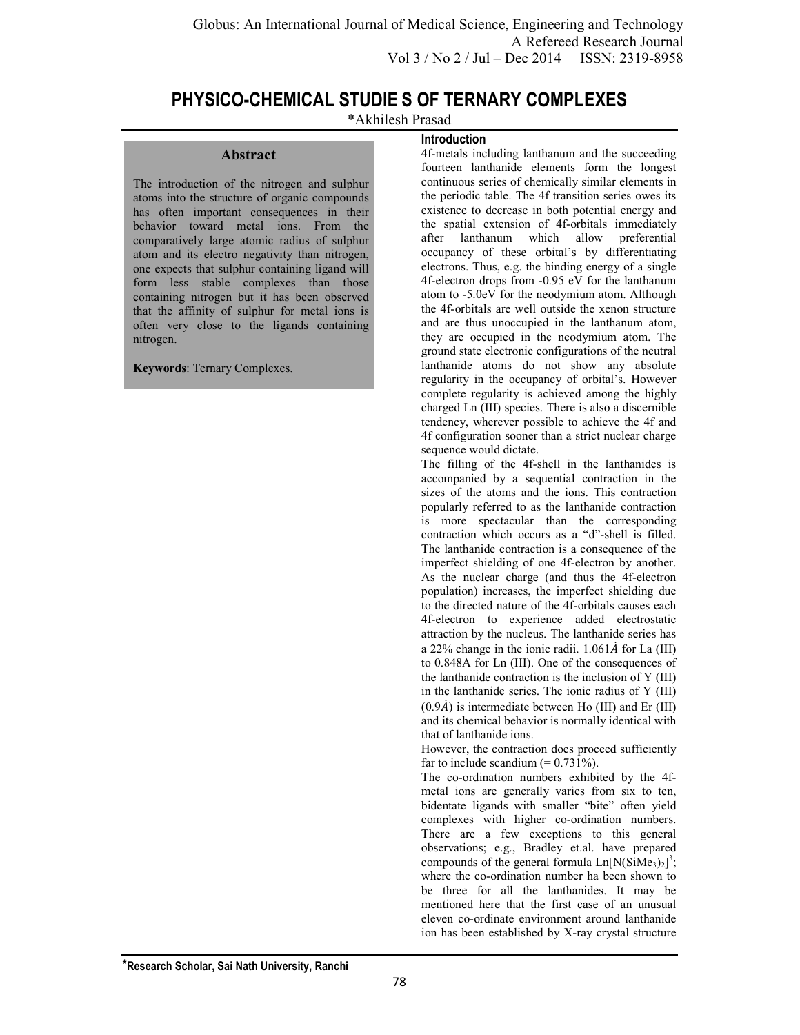# PHYSICO-CHEMICAL STUDIE S OF TERNARY COMPLEXES

*Akhilesh Prasad

*Research Scholar, Sai Nath University, Ranchi

## Abstract

The introduction of the nitrogen and sulphur atoms into the structure of organic compounds has often important consequences in their behavior toward metal ions. From the comparatively large atomic radius of sulphur atom and its electro negativity than nitrogen, one expects that sulphur containing ligand will form less stable complexes than those containing nitrogen but it has been observed that the affinity of sulphur for metal ions is often very close to the ligands containing nitrogen.

**Keywords**: Ternary Complexes.

## Introduction

4f-metals including lanthanum and the succeeding fourteen lanthanide elements form the longest continuous series of chemically similar elements in the periodic table. The 4f transition series owes its existence to decrease in both potential energy and the spatial extension of 4f-orbitals immediately after lanthanum which allow preferential occupancy of these orbital's by differentiating electrons. Thus, e.g. the binding energy of a single 4f-electron drops from -0.95 eV for the lanthanum atom to -5.0eV for the neodymium atom. Although the 4f-orbitals are well outside the xenon structure and are thus unoccupied in the lanthanum atom, they are occupied in the neodymium atom. The ground state electronic configurations of the neutral lanthanide atoms do not show any absolute regularity in the occupancy of orbital's. However complete regularity is achieved among the highly charged Ln (III) species. There is also a discernible tendency, wherever possible to achieve the 4f and 4f configuration sooner than a strict nuclear charge sequence would dictate.

The filling of the 4f-shell in the lanthanides is accompanied by a sequential contraction in the sizes of the atoms and the ions. This contraction popularly referred to as the lanthanide contraction is more spectacular than the corresponding contraction which occurs as a "d"-shell is filled. The lanthanide contraction is a consequence of the imperfect shielding of one 4f-electron by another. As the nuclear charge (and thus the 4f-electron population) increases, the imperfect shielding due to the directed nature of the 4f-orbitals causes each 4f-electron to experience added electrostatic attraction by the nucleus. The lanthanide series has a 22% change in the ionic radii. 1.061Å for La (III) to 0.848A for Ln (III). One of the consequences of the lanthanide contraction is the inclusion of Y (III) in the lanthanide series. The ionic radius of Y (III) (0.9Å) is intermediate between Ho (III) and Er (III) and its chemical behavior is normally identical with that of lanthanide ions.

However, the contraction does proceed sufficiently far to include scandium (= 0.731%).

The co-ordination numbers exhibited by the 4f-metal ions are generally varies from six to ten, bidentate ligands with smaller "bite" often yield complexes with higher co-ordination numbers. There are a few exceptions to this general observations; e.g., Bradley et.al. have prepared compounds of the general formula $Ln[N(SiMe_3)_2]^3$; where the co-ordination number ha been shown to be three for all the lanthanides. It may be mentioned here that the first case of an unusual eleven co-ordinate environment around lanthanide ion has been established by X-ray crystal structure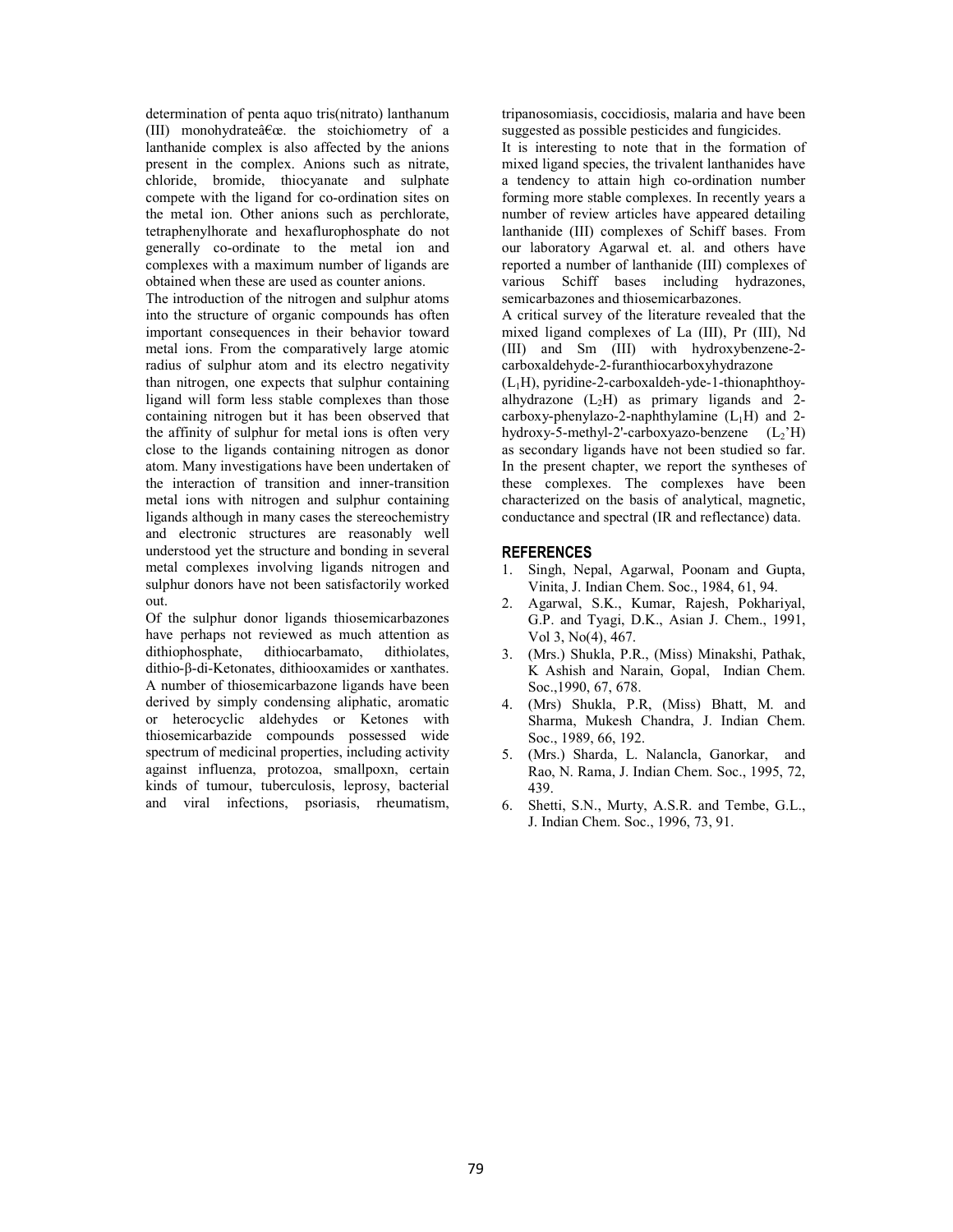determination of penta aquo tris(nitrato) lanthanum (III) monohydrateâ€œ. the stoichiometry of a lanthanide complex is also affected by the anions present in the complex. Anions such as nitrate, chloride, bromide, thiocyanate and sulphate compete with the ligand for co-ordination sites on the metal ion. Other anions such as perchlorate, tetraphenylhorate and hexaflurophosphate do not generally co-ordinate to the metal ion and complexes with a maximum number of ligands are obtained when these are used as counter anions.

The introduction of the nitrogen and sulphur atoms into the structure of organic compounds has often important consequences in their behavior toward metal ions. From the comparatively large atomic radius of sulphur atom and its electro negativity than nitrogen, one expects that sulphur containing ligand will form less stable complexes than those containing nitrogen but it has been observed that the affinity of sulphur for metal ions is often very close to the ligands containing nitrogen as donor atom. Many investigations have been undertaken of the interaction of transition and inner-transition metal ions with nitrogen and sulphur containing ligands although in many cases the stereochemistry and electronic structures are reasonably well understood yet the structure and bonding in several metal complexes involving ligands nitrogen and sulphur donors have not been satisfactorily worked out.

Of the sulphur donor ligands thiosemicarbazones have perhaps not reviewed as much attention as dithiophosphate, dithiocarbamato, dithiolates, dithio-β-di-Ketonates, dithiooxamides or xanthates. A number of thiosemicarbazone ligands have been derived by simply condensing aliphatic, aromatic or heterocyclic aldehydes or Ketones with thiosemicarbazide compounds possessed wide spectrum of medicinal properties, including activity against influenza, protozoa, smallpoxn, certain kinds of tumour, tuberculosis, leprosy, bacterial and viral infections, psoriasis, rheumatism, tripanosomiasis, coccidiosis, malaria and have been suggested as possible pesticides and fungicides.

It is interesting to note that in the formation of mixed ligand species, the trivalent lanthanides have a tendency to attain high co-ordination number forming more stable complexes. In recently years a number of review articles have appeared detailing lanthanide (III) complexes of Schiff bases. From our laboratory Agarwal et. al. and others have reported a number of lanthanide (III) complexes of various Schiff bases including hydrazones, semicarbazones and thiosemicarbazones.

A critical survey of the literature revealed that the mixed ligand complexes of La (III), Pr (III), Nd (III) and Sm (III) with hydroxybenzene-2-carboxaldehyde-2-furanthiocarboxyhydrazone ($L_1H$), pyridine-2-carboxaldeh-yde-1-thionaphthoyalhydrazone ($L_2H$) as primary ligands and 2-carboxy-phenylazo-2-naphthylamine ($L_1H$) and 2-hydroxy-5-methyl-2'-carboxyazo-benzene ($L_2$'H) as secondary ligands have not been studied so far. In the present chapter, we report the syntheses of these complexes. The complexes have been characterized on the basis of analytical, magnetic, conductance and spectral (IR and reflectance) data.

## REFERENCES

1. Singh, Nepal, Agarwal, Poonam and Gupta, Vinita, J. Indian Chem. Soc., 1984, 61, 94.
2. Agarwal, S.K., Kumar, Rajesh, Pokhariyal, G.P. and Tyagi, D.K., Asian J. Chem., 1991, Vol 3, No(4), 467.
3. (Mrs.) Shukla, P.R., (Miss) Minakshi, Pathak, K Ashish and Narain, Gopal, Indian Chem. Soc.,1990, 67, 678.
4. (Mrs) Shukla, P.R, (Miss) Bhatt, M. and Sharma, Mukesh Chandra, J. Indian Chem. Soc., 1989, 66, 192.
5. (Mrs.) Sharda, L. Nalancla, Ganorkar, and Rao, N. Rama, J. Indian Chem. Soc., 1995, 72, 439.
6. Shetti, S.N., Murty, A.S.R. and Tembe, G.L., J. Indian Chem. Soc., 1996, 73, 91.